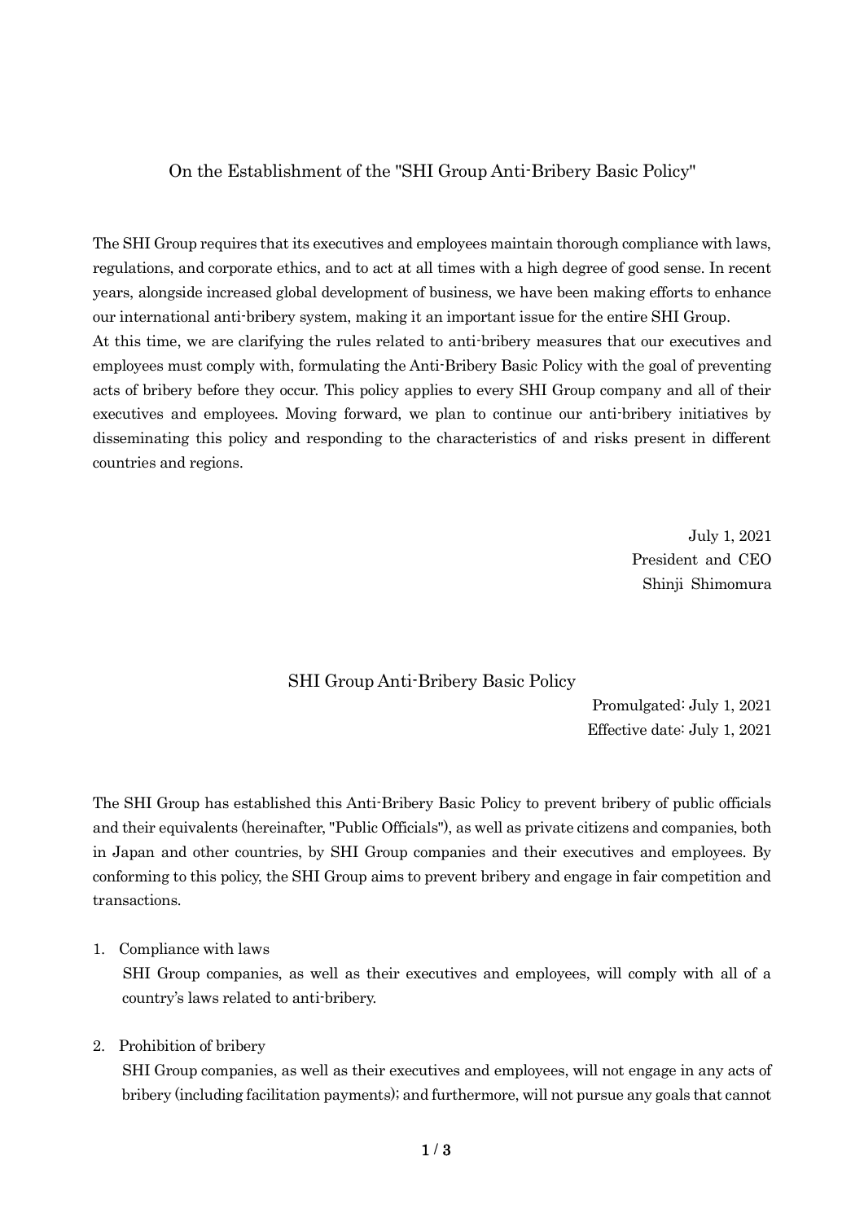# On the Establishment of the "SHI Group Anti-Bribery Basic Policy"

The SHI Group requires that its executives and employees maintain thorough compliance with laws, regulations, and corporate ethics, and to act at all times with a high degree of good sense. In recent years, alongside increased global development of business, we have been making efforts to enhance our international anti-bribery system, making it an important issue for the entire SHI Group.
At this time, we are clarifying the rules related to anti-bribery measures that our executives and employees must comply with, formulating the Anti-Bribery Basic Policy with the goal of preventing acts of bribery before they occur. This policy applies to every SHI Group company and all of their executives and employees. Moving forward, we plan to continue our anti-bribery initiatives by disseminating this policy and responding to the characteristics of and risks present in different countries and regions.

July 1, 2021
President and CEO
Shinji Shimomura

# SHI Group Anti-Bribery Basic Policy

Promulgated: July 1, 2021
Effective date: July 1, 2021

The SHI Group has established this Anti-Bribery Basic Policy to prevent bribery of public officials and their equivalents (hereinafter, "Public Officials"), as well as private citizens and companies, both in Japan and other countries, by SHI Group companies and their executives and employees. By conforming to this policy, the SHI Group aims to prevent bribery and engage in fair competition and transactions.

1. Compliance with laws

   SHI Group companies, as well as their executives and employees, will comply with all of a country's laws related to anti-bribery.

2. Prohibition of bribery

   SHI Group companies, as well as their executives and employees, will not engage in any acts of bribery (including facilitation payments); and furthermore, will not pursue any goals that cannot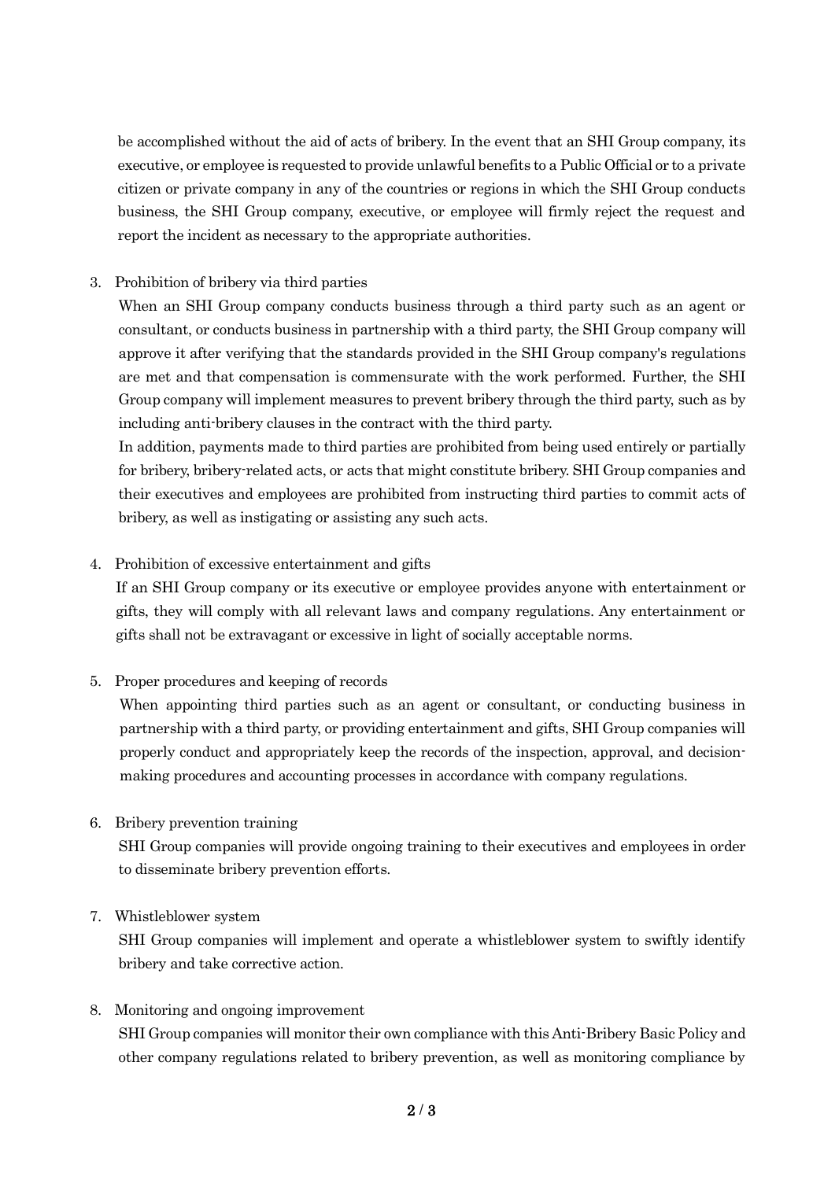be accomplished without the aid of acts of bribery. In the event that an SHI Group company, its executive, or employee is requested to provide unlawful benefits to a Public Official or to a private citizen or private company in any of the countries or regions in which the SHI Group conducts business, the SHI Group company, executive, or employee will firmly reject the request and report the incident as necessary to the appropriate authorities.

3. Prohibition of bribery via third parties

   When an SHI Group company conducts business through a third party such as an agent or consultant, or conducts business in partnership with a third party, the SHI Group company will approve it after verifying that the standards provided in the SHI Group company's regulations are met and that compensation is commensurate with the work performed. Further, the SHI Group company will implement measures to prevent bribery through the third party, such as by including anti-bribery clauses in the contract with the third party.

   In addition, payments made to third parties are prohibited from being used entirely or partially for bribery, bribery-related acts, or acts that might constitute bribery. SHI Group companies and their executives and employees are prohibited from instructing third parties to commit acts of bribery, as well as instigating or assisting any such acts.

4. Prohibition of excessive entertainment and gifts

   If an SHI Group company or its executive or employee provides anyone with entertainment or gifts, they will comply with all relevant laws and company regulations. Any entertainment or gifts shall not be extravagant or excessive in light of socially acceptable norms.

5. Proper procedures and keeping of records

   When appointing third parties such as an agent or consultant, or conducting business in partnership with a third party, or providing entertainment and gifts, SHI Group companies will properly conduct and appropriately keep the records of the inspection, approval, and decision-making procedures and accounting processes in accordance with company regulations.

6. Bribery prevention training

   SHI Group companies will provide ongoing training to their executives and employees in order to disseminate bribery prevention efforts.

7. Whistleblower system

   SHI Group companies will implement and operate a whistleblower system to swiftly identify bribery and take corrective action.

8. Monitoring and ongoing improvement

   SHI Group companies will monitor their own compliance with this Anti-Bribery Basic Policy and other company regulations related to bribery prevention, as well as monitoring compliance by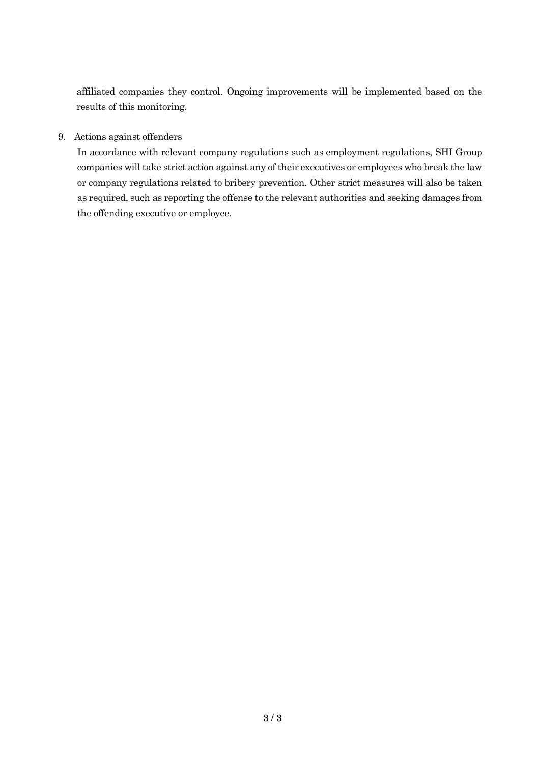affiliated companies they control. Ongoing improvements will be implemented based on the results of this monitoring.

9. Actions against offenders

   In accordance with relevant company regulations such as employment regulations, SHI Group companies will take strict action against any of their executives or employees who break the law or company regulations related to bribery prevention. Other strict measures will also be taken as required, such as reporting the offense to the relevant authorities and seeking damages from the offending executive or employee.